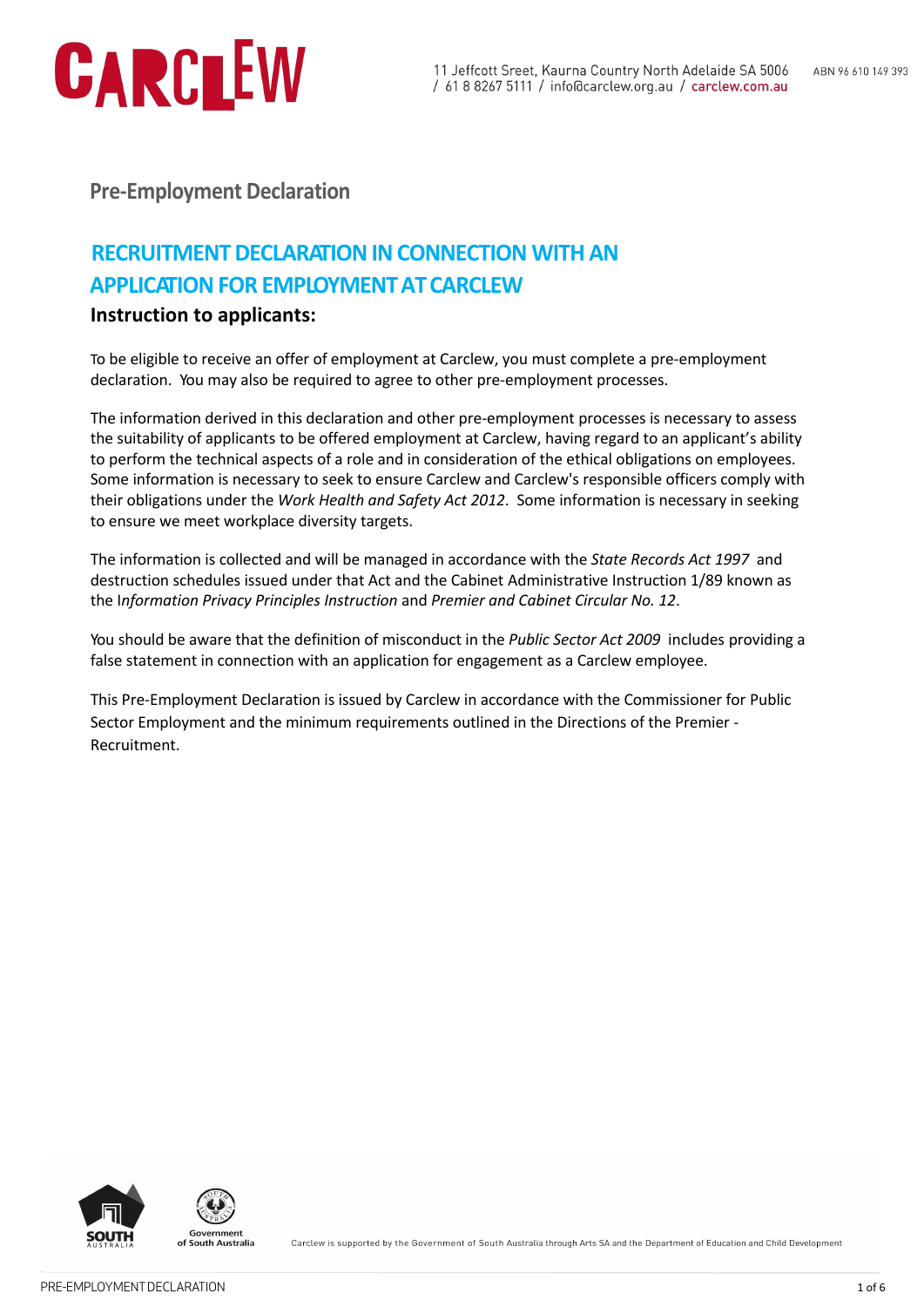11 Jeffcott Sreet, Kaurna Country North Adelaide SA 5006 / 61 8 8267 5111 / info@carclew.org.au / carclew.com.au ABN 96 610 149 393

## Pre-Employment Declaration

# RECRUITMENT DECLARATION IN CONNECTION WITH AN APPLICATION FOR EMPLOYMENT AT CARCLEW

### Instruction to applicants:

To be eligible to receive an offer of employment at Carclew, you must complete a pre-employment declaration. You may also be required to agree to other pre-employment processes.

The information derived in this declaration and other pre-employment processes is necessary to assess the suitability of applicants to be offered employment at Carclew, having regard to an applicant's ability to perform the technical aspects of a role and in consideration of the ethical obligations on employees. Some information is necessary to seek to ensure Carclew and Carclew's responsible officers comply with their obligations under the *Work Health and Safety Act 2012*. Some information is necessary in seeking to ensure we meet workplace diversity targets.

The information is collected and will be managed in accordance with the *State Records Act 1997* and destruction schedules issued under that Act and the Cabinet Administrative Instruction 1/89 known as the I*nformation Privacy Principles Instruction* and *Premier and Cabinet Circular No. 12*.

You should be aware that the definition of misconduct in the *Public Sector Act 2009* includes providing a false statement in connection with an application for engagement as a Carclew employee.

This Pre-Employment Declaration is issued by Carclew in accordance with the Commissioner for Public Sector Employment and the minimum requirements outlined in the Directions of the Premier - Recruitment.

Carclew is supported by the Government of South Australia through Arts SA and the Department of Education and Child Development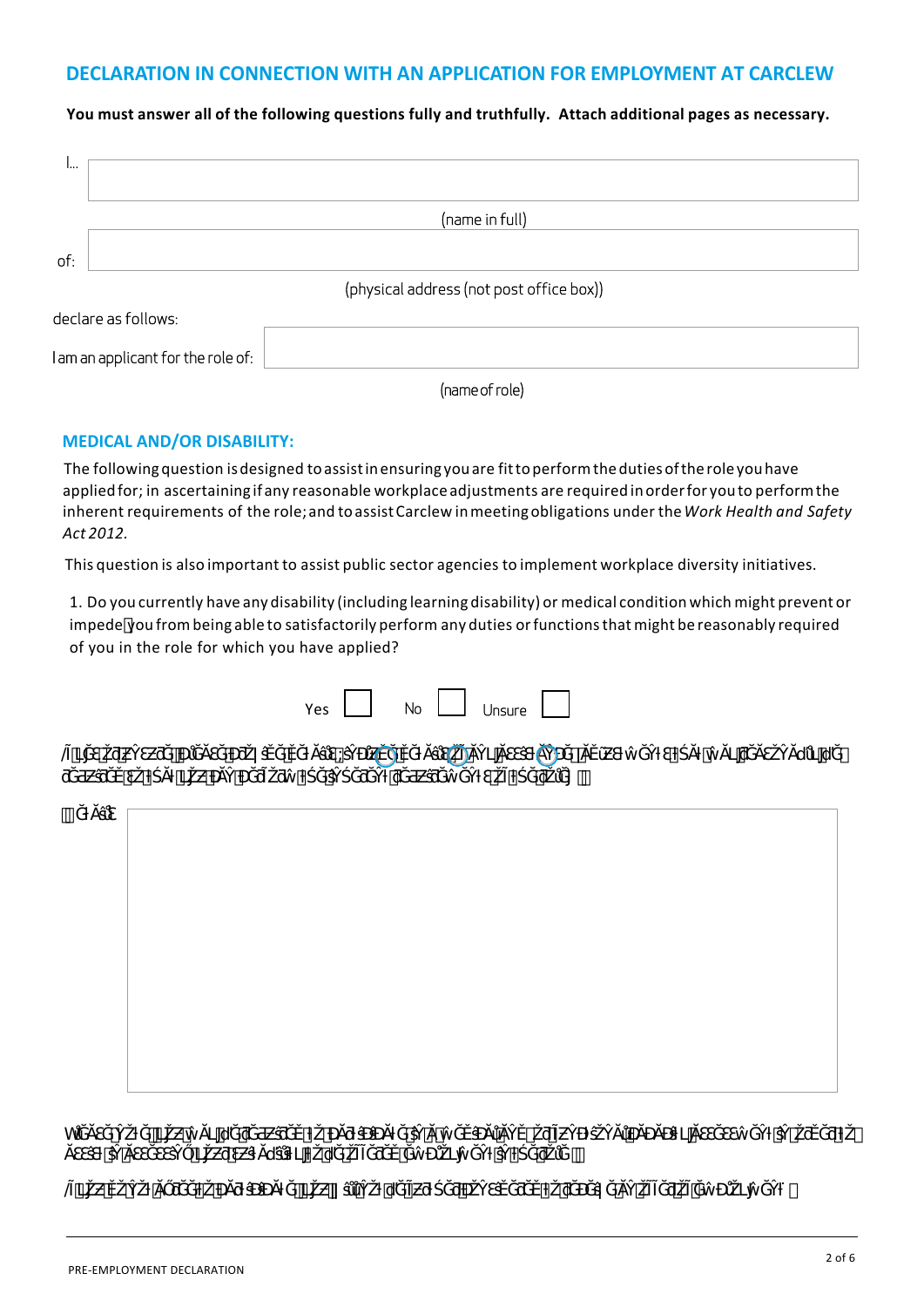## DECLARATION IN CONNECTION WITH AN APPLICATION FOR EMPLOYMENT AT CARCLEW

**You must answer all of the following questions fully and truthfully. Attach additional pages as necessary.**

I...

(name in full)

of:

(physical address (not post office box))

declare as follows:

I am an applicant for the role of:

(name of role)

### MEDICAL AND/OR DISABILITY:

The following question is designed to assist in ensuring you are fit to perform the duties of the role you have applied for; in ascertaining if any reasonable workplace adjustments are required in order for you to perform the inherent requirements of the role; and to assist Carclew in meeting obligations under the *Work Health and Safety Act 2012*.

This question is also important to assist public sector agencies to implement workplace diversity initiatives.

1. Do you currently have any disability (including learning disability) or medical condition which might prevent or impede you from being able to satisfactorily perform any duties or functions that might be reasonably required of you in the role for which you have applied?

Yes ☐ No ☐ Unsure ☐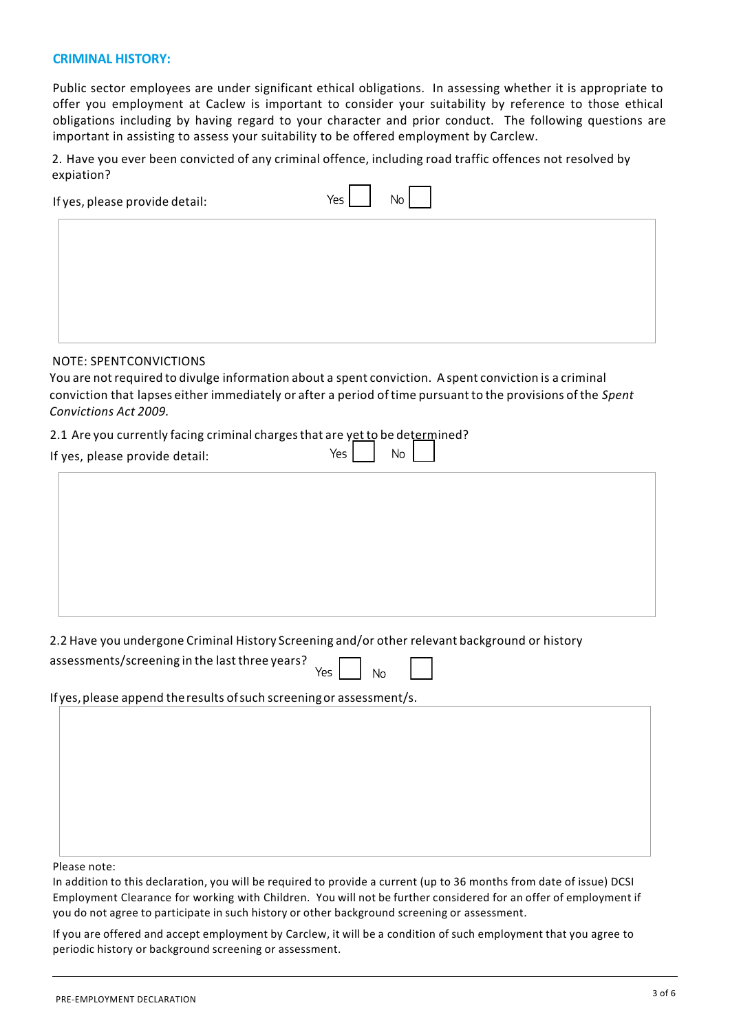## CRIMINAL HISTORY:

Public sector employees are under significant ethical obligations. In assessing whether it is appropriate to offer you employment at Caclew is important to consider your suitability by reference to those ethical obligations including by having regard to your character and prior conduct. The following questions are important in assisting to assess your suitability to be offered employment by Carclew.

2. Have you ever been convicted of any criminal offence, including road traffic offences not resolved by expiation?

If yes, please provide detail: Yes ☐ No ☐

NOTE: SPENT CONVICTIONS

You are not required to divulge information about a spent conviction. A spent conviction is a criminal conviction that lapses either immediately or after a period of time pursuant to the provisions of the *Spent Convictions Act 2009.*

2.1 Are you currently facing criminal charges that are yet to be determined?

If yes, please provide detail: Yes ☐ No ☐

2.2 Have you undergone Criminal History Screening and/or other relevant background or history assessments/screening in the last three years? Yes ☐ No ☐

If yes, please append the results of such screening or assessment/s.

Please note:

In addition to this declaration, you will be required to provide a current (up to 36 months from date of issue) DCSI Employment Clearance for working with Children. You will not be further considered for an offer of employment if you do not agree to participate in such history or other background screening or assessment.

If you are offered and accept employment by Carclew, it will be a condition of such employment that you agree to periodic history or background screening or assessment.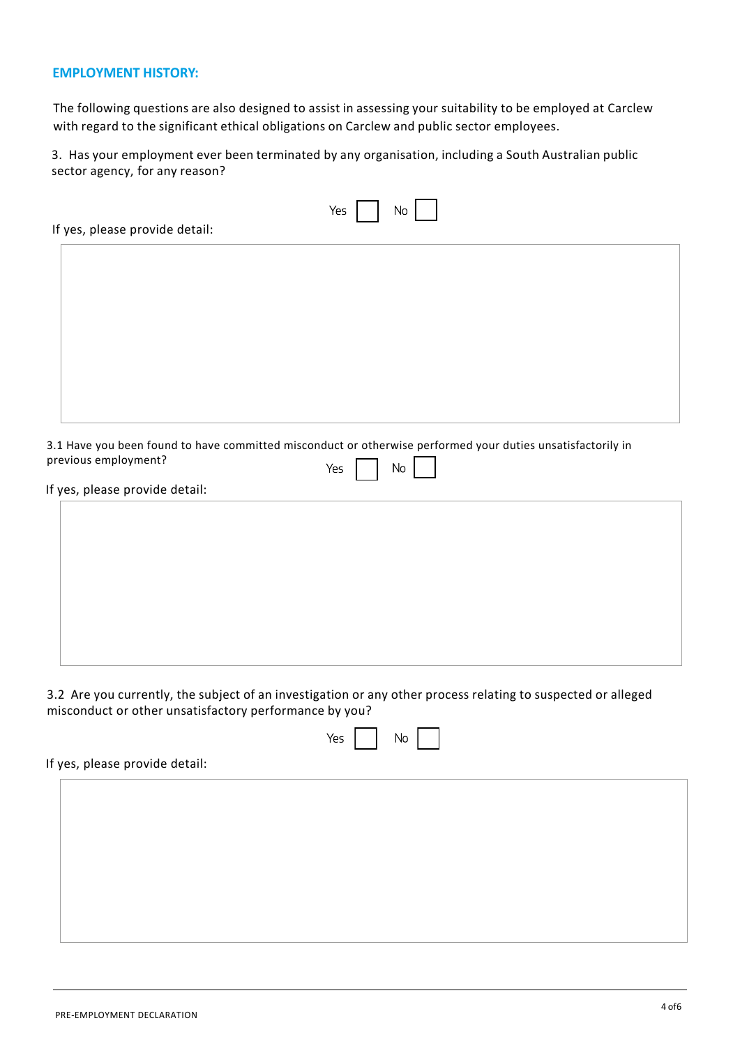## EMPLOYMENT HISTORY:

The following questions are also designed to assist in assessing your suitability to be employed at Carclew with regard to the significant ethical obligations on Carclew and public sector employees.

3. Has your employment ever been terminated by any organisation, including a South Australian public sector agency, for any reason?

Yes ☐ No ☐

If yes, please provide detail:

3.1 Have you been found to have committed misconduct or otherwise performed your duties unsatisfactorily in previous employment?

Yes ☐ No ☐

If yes, please provide detail:

3.2 Are you currently, the subject of an investigation or any other process relating to suspected or alleged misconduct or other unsatisfactory performance by you?

Yes ☐ No ☐

If yes, please provide detail: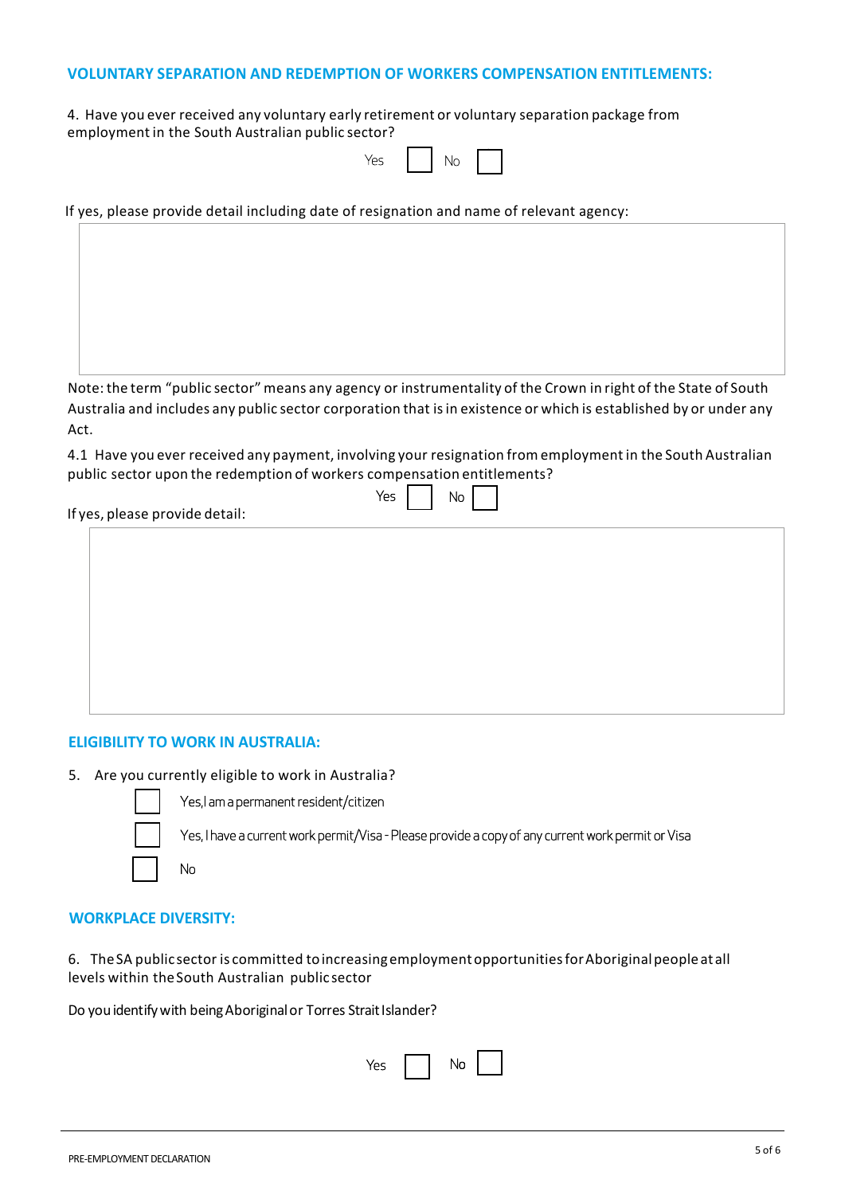## VOLUNTARY SEPARATION AND REDEMPTION OF WORKERS COMPENSATION ENTITLEMENTS:

4. Have you ever received any voluntary early retirement or voluntary separation package from employment in the South Australian public sector?

Yes ☐ No ☐

If yes, please provide detail including date of resignation and name of relevant agency:

Note: the term "public sector" means any agency or instrumentality of the Crown in right of the State of South Australia and includes any public sector corporation that is in existence or which is established by or under any Act.

4.1 Have you ever received any payment, involving your resignation from employment in the South Australian public sector upon the redemption of workers compensation entitlements?

Yes ☐ No ☐

If yes, please provide detail:

## ELIGIBILITY TO WORK IN AUSTRALIA:

5. Are you currently eligible to work in Australia?

- ☐ Yes, I am a permanent resident/citizen
- ☐ Yes, I have a current work permit/Visa - Please provide a copy of any current work permit or Visa
- ☐ No

## WORKPLACE DIVERSITY:

6. The SA public sector is committed to increasing employment opportunities for Aboriginal people at all levels within the South Australian public sector

Do you identify with being Aboriginal or Torres Strait Islander?

Yes ☐ No ☐

PRE-EMPLOYMENT DECLARATION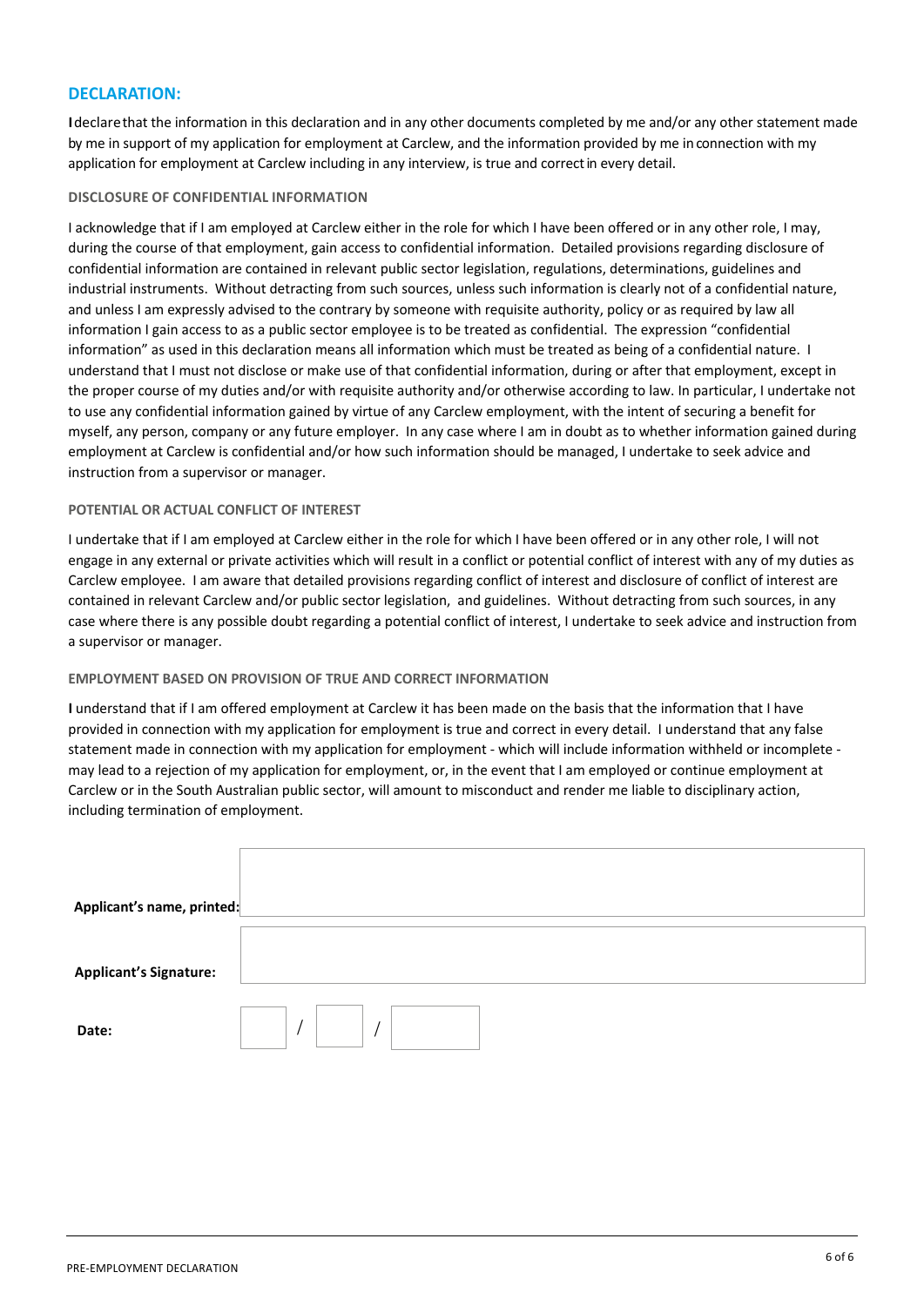## DECLARATION:

I declare that the information in this declaration and in any other documents completed by me and/or any other statement made by me in support of my application for employment at Carclew, and the information provided by me in connection with my application for employment at Carclew including in any interview, is true and correct in every detail.

### DISCLOSURE OF CONFIDENTIAL INFORMATION

I acknowledge that if I am employed at Carclew either in the role for which I have been offered or in any other role, I may, during the course of that employment, gain access to confidential information. Detailed provisions regarding disclosure of confidential information are contained in relevant public sector legislation, regulations, determinations, guidelines and industrial instruments. Without detracting from such sources, unless such information is clearly not of a confidential nature, and unless I am expressly advised to the contrary by someone with requisite authority, policy or as required by law all information I gain access to as a public sector employee is to be treated as confidential. The expression "confidential information" as used in this declaration means all information which must be treated as being of a confidential nature. I understand that I must not disclose or make use of that confidential information, during or after that employment, except in the proper course of my duties and/or with requisite authority and/or otherwise according to law. In particular, I undertake not to use any confidential information gained by virtue of any Carclew employment, with the intent of securing a benefit for myself, any person, company or any future employer. In any case where I am in doubt as to whether information gained during employment at Carclew is confidential and/or how such information should be managed, I undertake to seek advice and instruction from a supervisor or manager.

### POTENTIAL OR ACTUAL CONFLICT OF INTEREST

I undertake that if I am employed at Carclew either in the role for which I have been offered or in any other role, I will not engage in any external or private activities which will result in a conflict or potential conflict of interest with any of my duties as Carclew employee. I am aware that detailed provisions regarding conflict of interest and disclosure of conflict of interest are contained in relevant Carclew and/or public sector legislation, and guidelines. Without detracting from such sources, in any case where there is any possible doubt regarding a potential conflict of interest, I undertake to seek advice and instruction from a supervisor or manager.

### EMPLOYMENT BASED ON PROVISION OF TRUE AND CORRECT INFORMATION

I understand that if I am offered employment at Carclew it has been made on the basis that the information that I have provided in connection with my application for employment is true and correct in every detail. I understand that any false statement made in connection with my application for employment - which will include information withheld or incomplete - may lead to a rejection of my application for employment, or, in the event that I am employed or continue employment at Carclew or in the South Australian public sector, will amount to misconduct and render me liable to disciplinary action, including termination of employment.

| | |
|---|---|
| **Applicant's name, printed:** | |
| **Applicant's Signature:** | |
| **Date:** | / / |

PRE-EMPLOYMENT DECLARATION